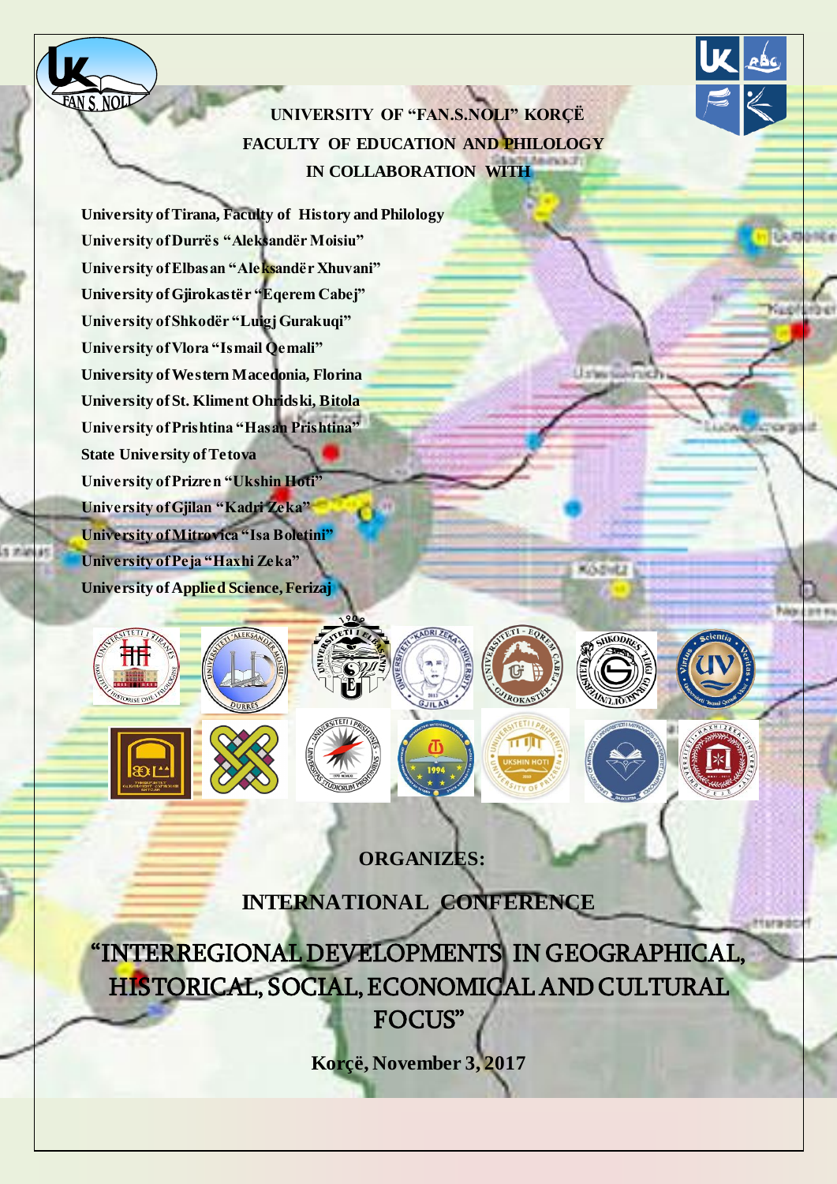**UNIVERSITY OF "FAN.S.NOLI" KORÇË**

**FACULTY OF EDUCATION AND PHILOLOGY**

**IN COLLABORATION WITH**

**University of Tirana, Faculty of History and Philology**
**University of Durrës "Aleksandër Moisiu"**
**University of Elbasan "Aleksandër Xhuvani"**
**University of Gjirokastër "Eqerem Cabej"**
**University of Shkodër "Luigj Gurakuqi"**
**University of Vlora "Ismail Qemali"**
**University of Western Macedonia, Florina**
**University of St. Kliment Ohridski, Bitola**
**University of Prishtina "Hasan Prishtina"**
**State University of Tetova**
**University of Prizren "Ukshin Hoti"**
**University of Gjilan "Kadri Zeka"**
**University of Mitrovica "Isa Boletini"**
**University of Peja "Haxhi Zeka"**
**University of Applied Science, Ferizaj**

**ORGANIZES:**

**INTERNATIONAL CONFERENCE**

# "INTERREGIONAL DEVELOPMENTS IN GEOGRAPHICAL, HISTORICAL, SOCIAL, ECONOMICAL AND CULTURAL FOCUS"

**Korçë, November 3, 2017**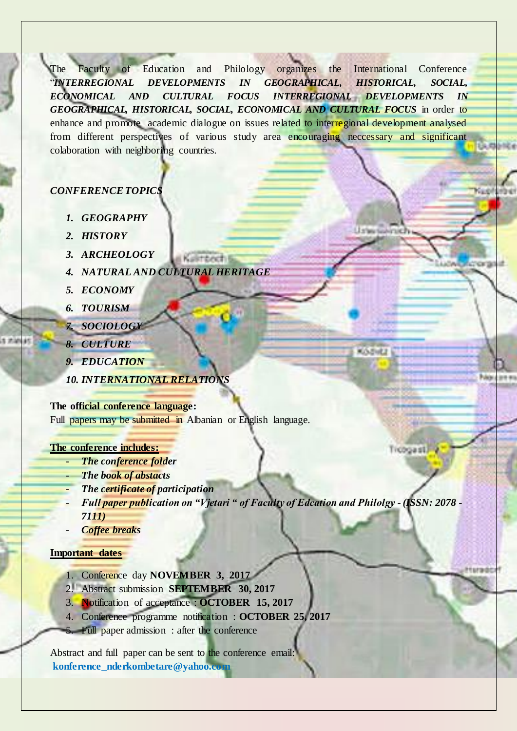The Faculty of Education and Philology organizes the International Conference "*INTERREGIONAL DEVELOPMENTS IN GEOGRAPHICAL, HISTORICAL, SOCIAL, ECONOMICAL AND CULTURAL FOCUS INTERREGIONAL DEVELOPMENTS IN GEOGRAPHICAL, HISTORICAL, SOCIAL, ECONOMICAL AND CULTURAL FOCUS* in order to enhance and promote academic dialogue on issues related to interregional development analysed from different perspectives of various study area encouraging neccessary and significant colaboration with neighboring countries.

***CONFERENCE TOPICS***

1. ***GEOGRAPHY***
2. ***HISTORY***
3. ***ARCHEOLOGY***
4. ***NATURAL AND CULTURAL HERITAGE***
5. ***ECONOMY***
6. ***TOURISM***
7. ***SOCIOLOGY***
8. ***CULTURE***
9. ***EDUCATION***
10. ***INTERNATIONAL RELATIONS***

**The official conference language:**
Full papers may be submitted in Albanian or English language.

**The conference includes:**

- ***The conference folder***
- ***The book of abstacts***
- ***The certificate of participation***
- ***Full paper publication on "Vjetari " of Faculty of Edcation and Philolgy - (ISSN: 2078 - 7111)***
- ***Coffee breaks***

**Important dates**

1. Conference day **NOVEMBER 3, 2017**
2. Abstract submission **SEPTEMBER 30, 2017**
3. Notification of acceptance : **OCTOBER 15, 2017**
4. Conference programme notification : **OCTOBER 25, 2017**
5. Full paper admission : after the conference

Abstract and full paper can be sent to the conference email:
**konference_nderkombetare@yahoo.com**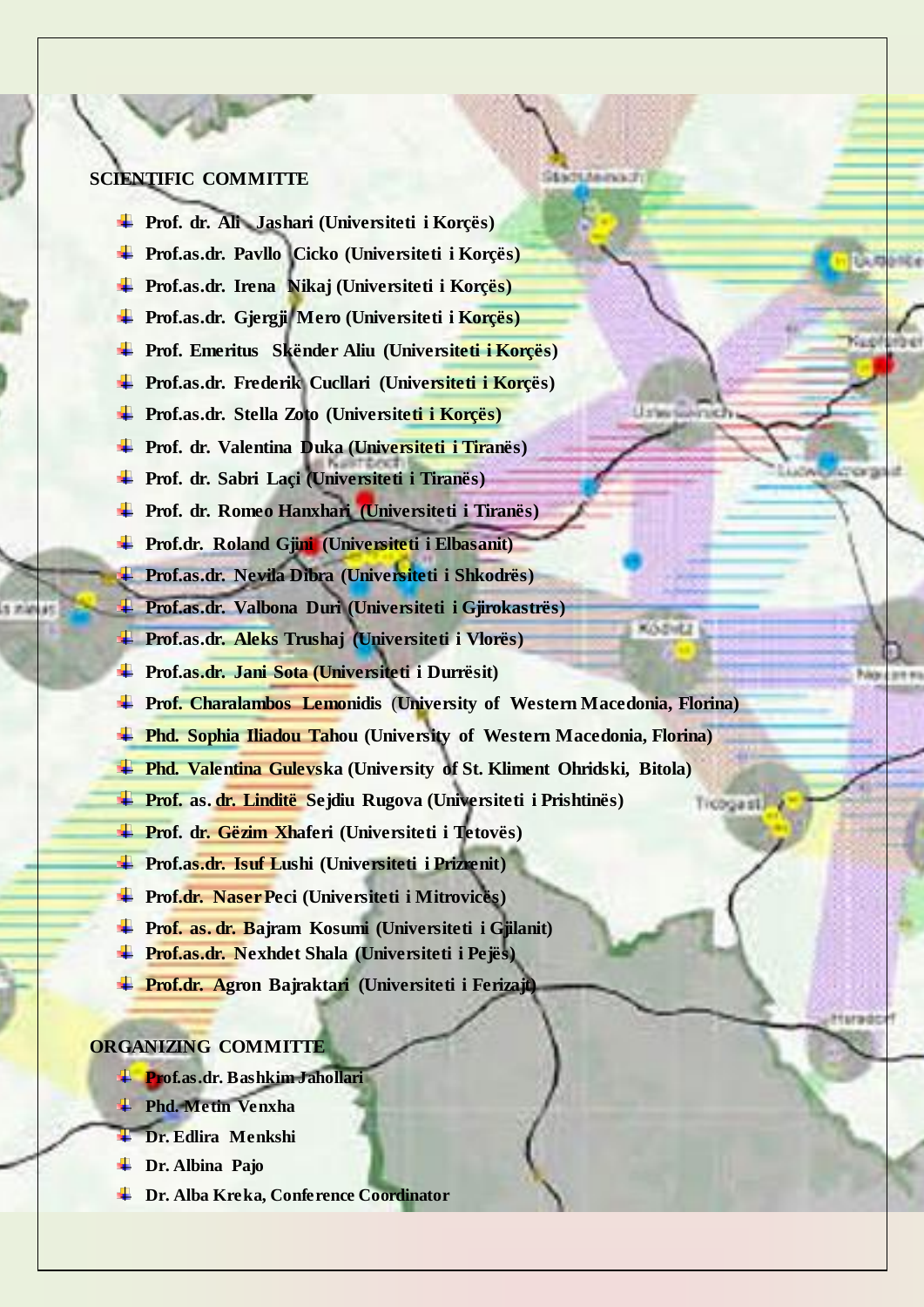## SCIENTIFIC COMMITTE

- Prof. dr. Ali Jashari (Universiteti i Korçës)
- Prof.as.dr. Pavllo Cicko (Universiteti i Korçës)
- Prof.as.dr. Irena Nikaj (Universiteti i Korçës)
- Prof.as.dr. Gjergji Mero (Universiteti i Korçës)
- Prof. Emeritus Skënder Aliu (Universiteti i Korçës)
- Prof.as.dr. Frederik Cucllari (Universiteti i Korçës)
- Prof.as.dr. Stella Zoto (Universiteti i Korçës)
- Prof. dr. Valentina Duka (Universiteti i Tiranës)
- Prof. dr. Sabri Laçi (Universiteti i Tiranës)
- Prof. dr. Romeo Hanxhari (Universiteti i Tiranës)
- Prof.dr. Roland Gjini (Universiteti i Elbasanit)
- Prof.as.dr. Nevila Dibra (Universiteti i Shkodrës)
- Prof.as.dr. Valbona Duri (Universiteti i Gjirokastrës)
- Prof.as.dr. Aleks Trushaj (Universiteti i Vlorës)
- Prof.as.dr. Jani Sota (Universiteti i Durrësit)
- Prof. Charalambos Lemonidis (University of Western Macedonia, Florina)
- Phd. Sophia Iliadou Tahou (University of Western Macedonia, Florina)
- Phd. Valentina Gulevska (University of St. Kliment Ohridski, Bitola)
- Prof. as. dr. Linditë Sejdiu Rugova (Universiteti i Prishtinës)
- Prof. dr. Gëzim Xhaferi (Universiteti i Tetovës)
- Prof.as.dr. Isuf Lushi (Universiteti i Prizrenit)
- Prof.dr. Naser Peci (Universiteti i Mitrovicës)
- Prof. as. dr. Bajram Kosumi (Universiteti i Gjilanit)
- Prof.as.dr. Nexhdet Shala (Universiteti i Pejës)
- Prof.dr. Agron Bajraktari (Universiteti i Ferizajt)

## ORGANIZING COMMITTE

- Prof.as.dr. Bashkim Jahollari
- Phd. Metin Venxha
- Dr. Edlira Menkshi
- Dr. Albina Pajo
- Dr. Alba Kreka, Conference Coordinator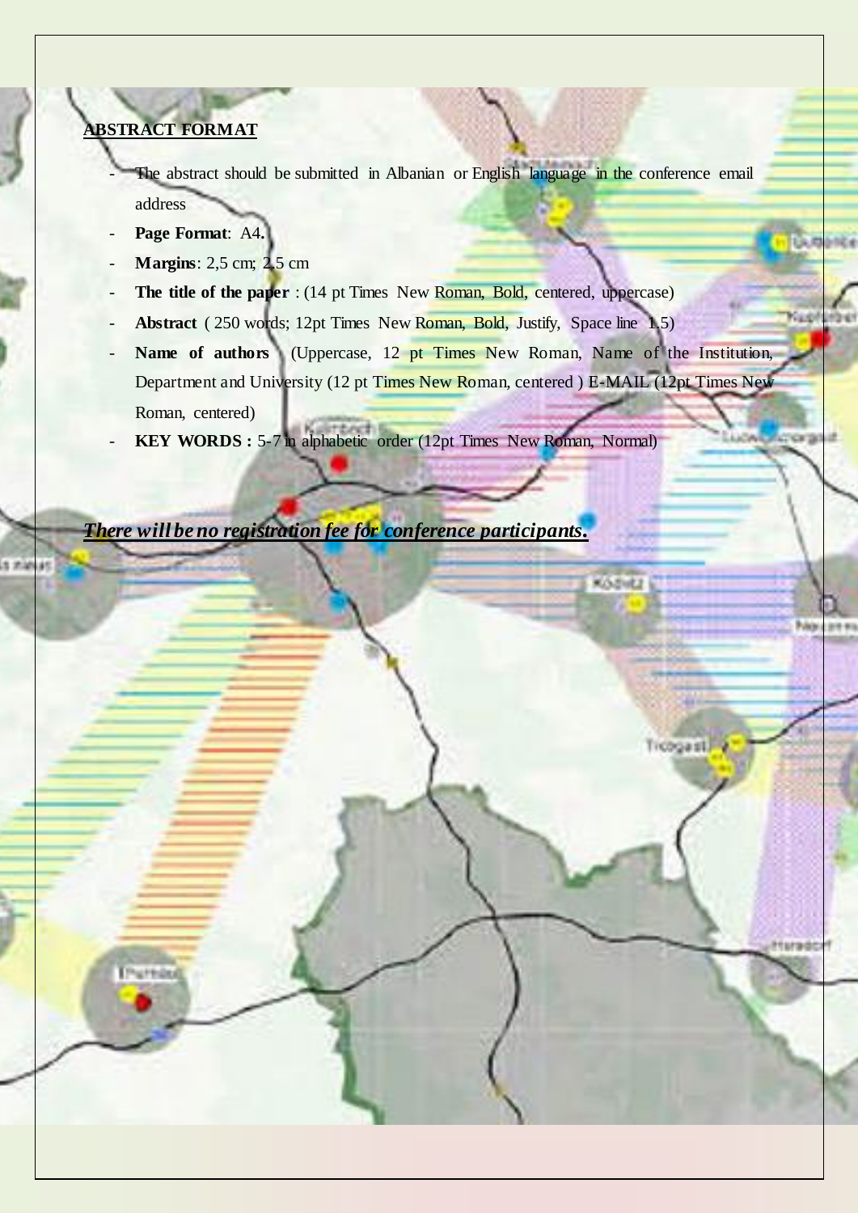**ABSTRACT FORMAT**

- The abstract should be submitted in Albanian or English language in the conference email address
- **Page Format**: A4.
- **Margins**: 2,5 cm; 2,5 cm
- **The title of the paper** : (14 pt Times New Roman, Bold, centered, uppercase)
- **Abstract** ( 250 words; 12pt Times New Roman, Bold, Justify, Space line 1.5)
- **Name of authors** (Uppercase, 12 pt Times New Roman, Name of the Institution, Department and University (12 pt Times New Roman, centered ) E-MAIL (12pt Times New Roman, centered)
- **KEY WORDS :** 5-7 in alphabetic order (12pt Times New Roman, Normal)

***There will be no registration fee for conference participants.***